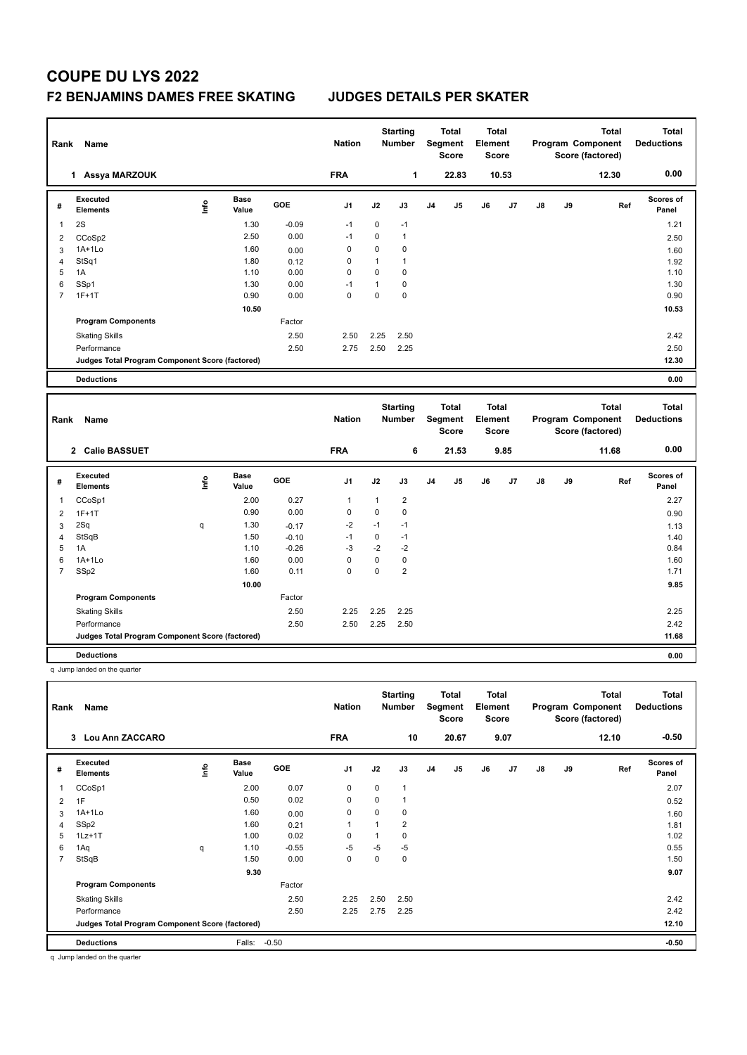# COUPE DU LYS 2022

## F2 BENJAMINS DAMES FREE SKATING JUDGES DETAILS PER SKATER

| Rank | Name | Nation | Starting Number | Total Segment Score | Total Element Score | Total Program Component Score (factored) | Total Deductions |
|---|---|---|---|---|---|---|---|
| 1 | Assya MARZOUK | FRA | 1 | 22.83 | 10.53 | 12.30 | 0.00 |

| # | Executed Elements | Info | Base Value | GOE | J1 | J2 | J3 | J4 | J5 | J6 | J7 | J8 | J9 | Ref | Scores of Panel |
|---|---|---|---|---|---|---|---|---|---|---|---|---|---|---|---|
| 1 | 2S | | 1.30 | -0.09 | -1 | 0 | -1 | | | | | | | | 1.21 |
| 2 | CCoSp2 | | 2.50 | 0.00 | -1 | 0 | 1 | | | | | | | | 2.50 |
| 3 | 1A+1Lo | | 1.60 | 0.00 | 0 | 0 | 0 | | | | | | | | 1.60 |
| 4 | StSq1 | | 1.80 | 0.12 | 0 | 1 | 1 | | | | | | | | 1.92 |
| 5 | 1A | | 1.10 | 0.00 | 0 | 0 | 0 | | | | | | | | 1.10 |
| 6 | SSp1 | | 1.30 | 0.00 | -1 | 1 | 0 | | | | | | | | 1.30 |
| 7 | 1F+1T | | 0.90 | 0.00 | 0 | 0 | 0 | | | | | | | | 0.90 |
| | | | 10.50 | | | | | | | | | | | | 10.53 |
| | **Program Components** | | | Factor | | | | | | | | | | | |
| | Skating Skills | | | 2.50 | 2.50 | 2.25 | 2.50 | | | | | | | | 2.42 |
| | Performance | | | 2.50 | 2.75 | 2.50 | 2.25 | | | | | | | | 2.50 |
| | **Judges Total Program Component Score (factored)** | | | | | | | | | | | | | | 12.30 |
| | **Deductions** | | | | | | | | | | | | | | 0.00 |

| Rank | Name | Nation | Starting Number | Total Segment Score | Total Element Score | Total Program Component Score (factored) | Total Deductions |
|---|---|---|---|---|---|---|---|
| 2 | Calie BASSUET | FRA | 6 | 21.53 | 9.85 | 11.68 | 0.00 |

| # | Executed Elements | Info | Base Value | GOE | J1 | J2 | J3 | J4 | J5 | J6 | J7 | J8 | J9 | Ref | Scores of Panel |
|---|---|---|---|---|---|---|---|---|---|---|---|---|---|---|---|
| 1 | CCoSp1 | | 2.00 | 0.27 | 1 | 1 | 2 | | | | | | | | 2.27 |
| 2 | 1F+1T | | 0.90 | 0.00 | 0 | 0 | 0 | | | | | | | | 0.90 |
| 3 | 2Sq | q | 1.30 | -0.17 | -2 | -1 | -1 | | | | | | | | 1.13 |
| 4 | StSqB | | 1.50 | -0.10 | -1 | 0 | -1 | | | | | | | | 1.40 |
| 5 | 1A | | 1.10 | -0.26 | -3 | -2 | -2 | | | | | | | | 0.84 |
| 6 | 1A+1Lo | | 1.60 | 0.00 | 0 | 0 | 0 | | | | | | | | 1.60 |
| 7 | SSp2 | | 1.60 | 0.11 | 0 | 0 | 2 | | | | | | | | 1.71 |
| | | | 10.00 | | | | | | | | | | | | 9.85 |
| | **Program Components** | | | Factor | | | | | | | | | | | |
| | Skating Skills | | | 2.50 | 2.25 | 2.25 | 2.25 | | | | | | | | 2.25 |
| | Performance | | | 2.50 | 2.50 | 2.25 | 2.50 | | | | | | | | 2.42 |
| | **Judges Total Program Component Score (factored)** | | | | | | | | | | | | | | 11.68 |
| | **Deductions** | | | | | | | | | | | | | | 0.00 |

q Jump landed on the quarter

| Rank | Name | Nation | Starting Number | Total Segment Score | Total Element Score | Total Program Component Score (factored) | Total Deductions |
|---|---|---|---|---|---|---|---|
| 3 | Lou Ann ZACCARO | FRA | 10 | 20.67 | 9.07 | 12.10 | -0.50 |

| # | Executed Elements | Info | Base Value | GOE | J1 | J2 | J3 | J4 | J5 | J6 | J7 | J8 | J9 | Ref | Scores of Panel |
|---|---|---|---|---|---|---|---|---|---|---|---|---|---|---|---|
| 1 | CCoSp1 | | 2.00 | 0.07 | 0 | 0 | 1 | | | | | | | | 2.07 |
| 2 | 1F | | 0.50 | 0.02 | 0 | 0 | 1 | | | | | | | | 0.52 |
| 3 | 1A+1Lo | | 1.60 | 0.00 | 0 | 0 | 0 | | | | | | | | 1.60 |
| 4 | SSp2 | | 1.60 | 0.21 | 1 | 1 | 2 | | | | | | | | 1.81 |
| 5 | 1Lz+1T | | 1.00 | 0.02 | 0 | 1 | 0 | | | | | | | | 1.02 |
| 6 | 1Aq | q | 1.10 | -0.55 | -5 | -5 | -5 | | | | | | | | 0.55 |
| 7 | StSqB | | 1.50 | 0.00 | 0 | 0 | 0 | | | | | | | | 1.50 |
| | | | 9.30 | | | | | | | | | | | | 9.07 |
| | **Program Components** | | | Factor | | | | | | | | | | | |
| | Skating Skills | | | 2.50 | 2.25 | 2.50 | 2.50 | | | | | | | | 2.42 |
| | Performance | | | 2.50 | 2.25 | 2.75 | 2.25 | | | | | | | | 2.42 |
| | **Judges Total Program Component Score (factored)** | | | | | | | | | | | | | | 12.10 |
| | **Deductions** | | Falls: | -0.50 | | | | | | | | | | | -0.50 |

q Jump landed on the quarter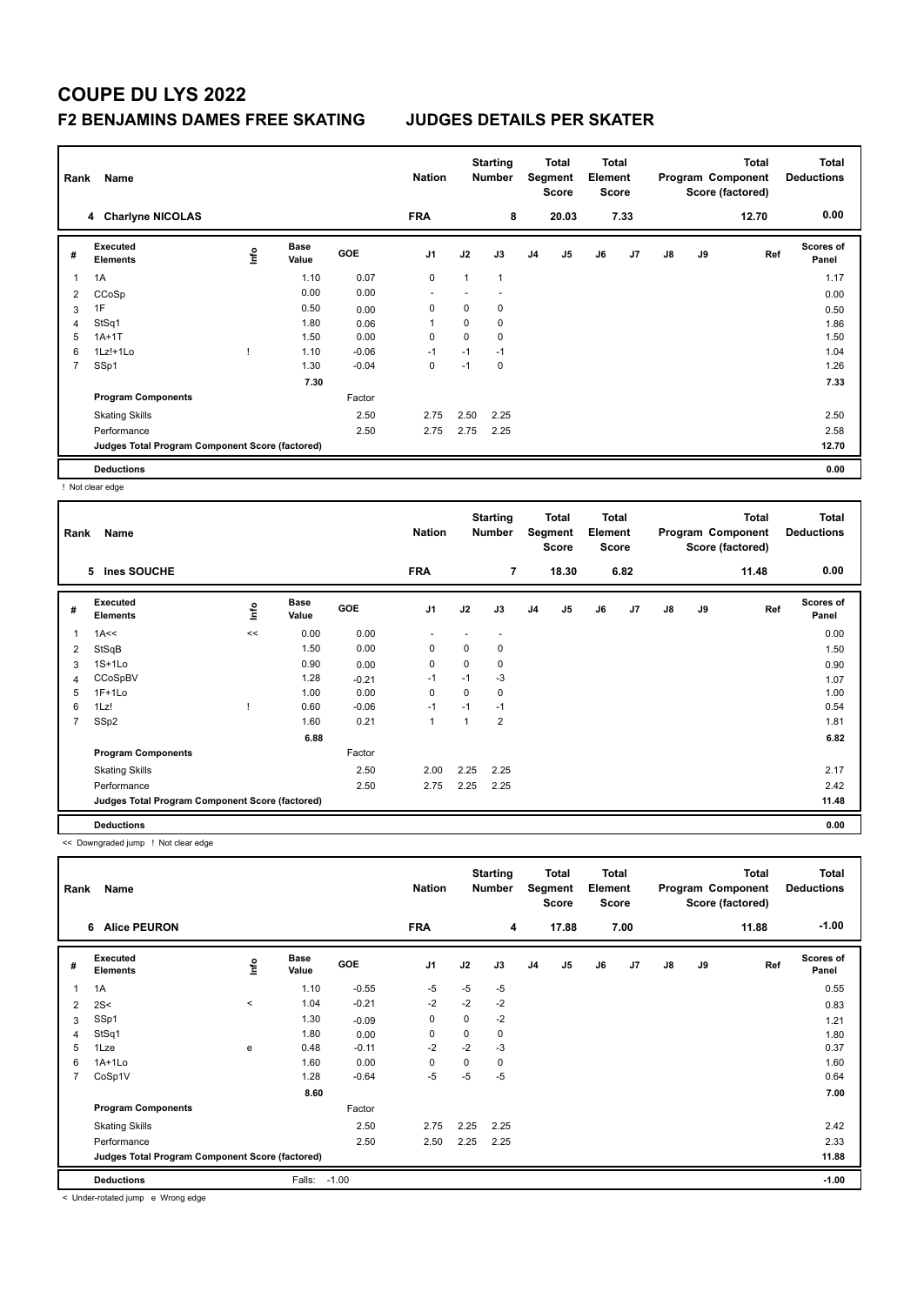# COUPE DU LYS 2022

## F2 BENJAMINS DAMES FREE SKATING — JUDGES DETAILS PER SKATER

| Rank | Name | Nation | Starting Number | Total Segment Score | Total Element Score | Total Program Component Score (factored) | Total Deductions |
|---|---|---|---|---|---|---|---|
| 4 | Charlyne NICOLAS | FRA | 8 | 20.03 | 7.33 | 12.70 | 0.00 |

| # | Executed Elements | Info | Base Value | GOE | J1 | J2 | J3 | J4 | J5 | J6 | J7 | J8 | J9 | Ref | Scores of Panel |
|---|---|---|---|---|---|---|---|---|---|---|---|---|---|---|---|
| 1 | 1A | | 1.10 | 0.07 | 0 | 1 | 1 | | | | | | | | 1.17 |
| 2 | CCoSp | | 0.00 | 0.00 | - | - | - | | | | | | | | 0.00 |
| 3 | 1F | | 0.50 | 0.00 | 0 | 0 | 0 | | | | | | | | 0.50 |
| 4 | StSq1 | | 1.80 | 0.06 | 1 | 0 | 0 | | | | | | | | 1.86 |
| 5 | 1A+1T | | 1.50 | 0.00 | 0 | 0 | 0 | | | | | | | | 1.50 |
| 6 | 1Lz!+1Lo | ! | 1.10 | -0.06 | -1 | -1 | -1 | | | | | | | | 1.04 |
| 7 | SSp1 | | 1.30 | -0.04 | 0 | -1 | 0 | | | | | | | | 1.26 |
| | | | 7.30 | | | | | | | | | | | | 7.33 |
| | **Program Components** | | | Factor | | | | | | | | | | | |
| | Skating Skills | | | 2.50 | 2.75 | 2.50 | 2.25 | | | | | | | | 2.50 |
| | Performance | | | 2.50 | 2.75 | 2.75 | 2.25 | | | | | | | | 2.58 |
| | Judges Total Program Component Score (factored) | | | | | | | | | | | | | | 12.70 |
| | **Deductions** | | | | | | | | | | | | | | 0.00 |

! Not clear edge

| Rank | Name | Nation | Starting Number | Total Segment Score | Total Element Score | Total Program Component Score (factored) | Total Deductions |
|---|---|---|---|---|---|---|---|
| 5 | Ines SOUCHE | FRA | 7 | 18.30 | 6.82 | 11.48 | 0.00 |

| # | Executed Elements | Info | Base Value | GOE | J1 | J2 | J3 | J4 | J5 | J6 | J7 | J8 | J9 | Ref | Scores of Panel |
|---|---|---|---|---|---|---|---|---|---|---|---|---|---|---|---|
| 1 | 1A<< | << | 0.00 | 0.00 | - | - | - | | | | | | | | 0.00 |
| 2 | StSqB | | 1.50 | 0.00 | 0 | 0 | 0 | | | | | | | | 1.50 |
| 3 | 1S+1Lo | | 0.90 | 0.00 | 0 | 0 | 0 | | | | | | | | 0.90 |
| 4 | CCoSpBV | | 1.28 | -0.21 | -1 | -1 | -3 | | | | | | | | 1.07 |
| 5 | 1F+1Lo | | 1.00 | 0.00 | 0 | 0 | 0 | | | | | | | | 1.00 |
| 6 | 1Lz! | ! | 0.60 | -0.06 | -1 | -1 | -1 | | | | | | | | 0.54 |
| 7 | SSp2 | | 1.60 | 0.21 | 1 | 1 | 2 | | | | | | | | 1.81 |
| | | | 6.88 | | | | | | | | | | | | 6.82 |
| | **Program Components** | | | Factor | | | | | | | | | | | |
| | Skating Skills | | | 2.50 | 2.00 | 2.25 | 2.25 | | | | | | | | 2.17 |
| | Performance | | | 2.50 | 2.75 | 2.25 | 2.25 | | | | | | | | 2.42 |
| | Judges Total Program Component Score (factored) | | | | | | | | | | | | | | 11.48 |
| | **Deductions** | | | | | | | | | | | | | | 0.00 |

<< Downgraded jump ! Not clear edge

| Rank | Name | Nation | Starting Number | Total Segment Score | Total Element Score | Total Program Component Score (factored) | Total Deductions |
|---|---|---|---|---|---|---|---|
| 6 | Alice PEURON | FRA | 4 | 17.88 | 7.00 | 11.88 | -1.00 |

| # | Executed Elements | Info | Base Value | GOE | J1 | J2 | J3 | J4 | J5 | J6 | J7 | J8 | J9 | Ref | Scores of Panel |
|---|---|---|---|---|---|---|---|---|---|---|---|---|---|---|---|
| 1 | 1A | | 1.10 | -0.55 | -5 | -5 | -5 | | | | | | | | 0.55 |
| 2 | 2S< | < | 1.04 | -0.21 | -2 | -2 | -2 | | | | | | | | 0.83 |
| 3 | SSp1 | | 1.30 | -0.09 | 0 | 0 | -2 | | | | | | | | 1.21 |
| 4 | StSq1 | | 1.80 | 0.00 | 0 | 0 | 0 | | | | | | | | 1.80 |
| 5 | 1Lze | e | 0.48 | -0.11 | -2 | -2 | -3 | | | | | | | | 0.37 |
| 6 | 1A+1Lo | | 1.60 | 0.00 | 0 | 0 | 0 | | | | | | | | 1.60 |
| 7 | CoSp1V | | 1.28 | -0.64 | -5 | -5 | -5 | | | | | | | | 0.64 |
| | | | 8.60 | | | | | | | | | | | | 7.00 |
| | **Program Components** | | | Factor | | | | | | | | | | | |
| | Skating Skills | | | 2.50 | 2.75 | 2.25 | 2.25 | | | | | | | | 2.42 |
| | Performance | | | 2.50 | 2.50 | 2.25 | 2.25 | | | | | | | | 2.33 |
| | Judges Total Program Component Score (factored) | | | | | | | | | | | | | | 11.88 |
| | **Deductions** | | Falls: | -1.00 | | | | | | | | | | | -1.00 |

< Under-rotated jump e Wrong edge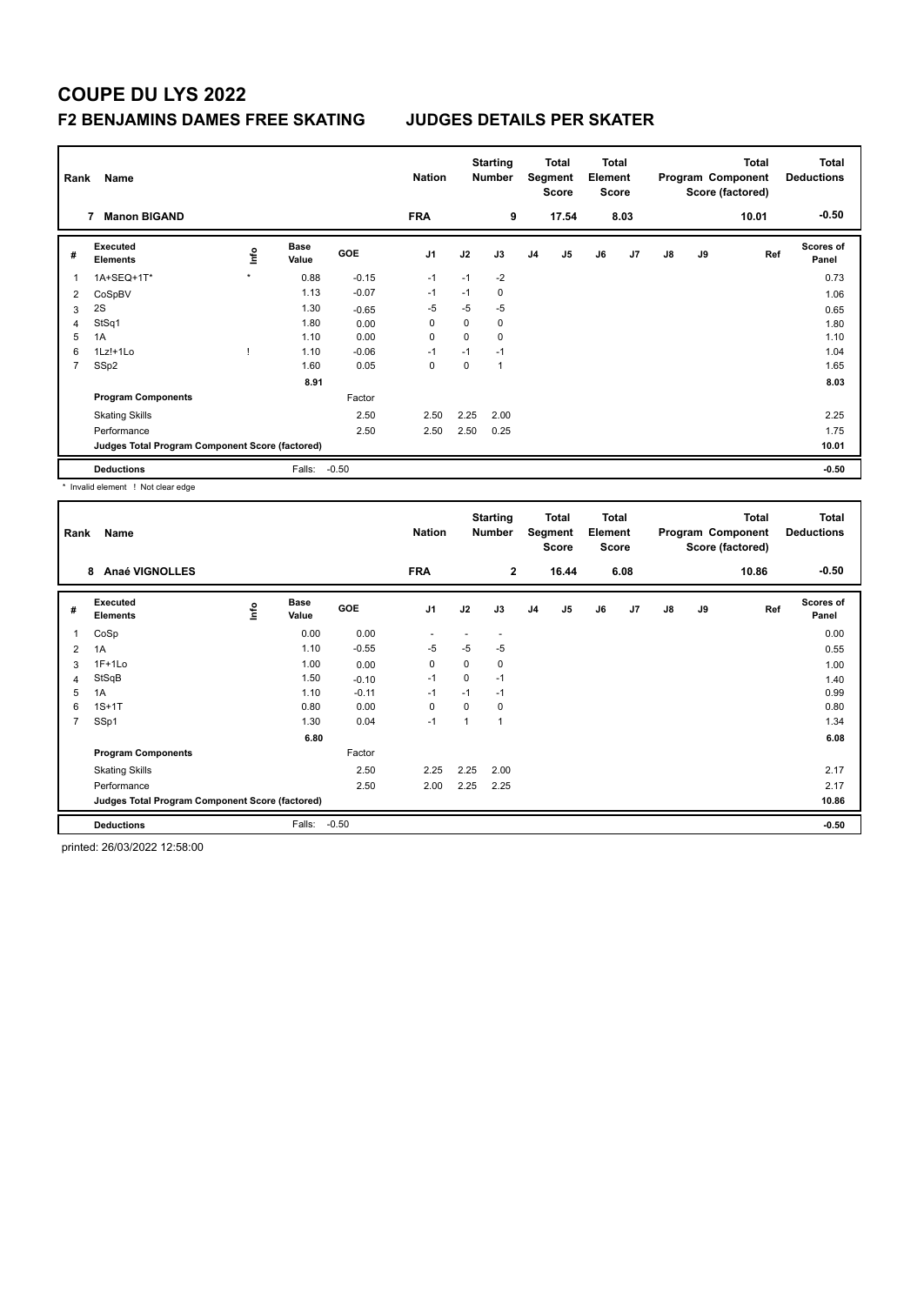# COUPE DU LYS 2022

## F2 BENJAMINS DAMES FREE SKATING JUDGES DETAILS PER SKATER

| Rank | Name | Nation | Starting Number | Total Segment Score | Total Element Score | Total Program Component Score (factored) | Total Deductions |
|---|---|---|---|---|---|---|---|
| 7 | Manon BIGAND | FRA | 9 | 17.54 | 8.03 | 10.01 | -0.50 |

| # | Executed Elements | Info | Base Value | GOE | J1 | J2 | J3 | J4 | J5 | J6 | J7 | J8 | J9 | Ref | Scores of Panel |
|---|---|---|---|---|---|---|---|---|---|---|---|---|---|---|---|
| 1 | 1A+SEQ+1T* | * | 0.88 | -0.15 | -1 | -1 | -2 | | | | | | | | 0.73 |
| 2 | CoSpBV | | 1.13 | -0.07 | -1 | -1 | 0 | | | | | | | | 1.06 |
| 3 | 2S | | 1.30 | -0.65 | -5 | -5 | -5 | | | | | | | | 0.65 |
| 4 | StSq1 | | 1.80 | 0.00 | 0 | 0 | 0 | | | | | | | | 1.80 |
| 5 | 1A | | 1.10 | 0.00 | 0 | 0 | 0 | | | | | | | | 1.10 |
| 6 | 1Lz!+1Lo | ! | 1.10 | -0.06 | -1 | -1 | -1 | | | | | | | | 1.04 |
| 7 | SSp2 | | 1.60 | 0.05 | 0 | 0 | 1 | | | | | | | | 1.65 |
| | | | 8.91 | | | | | | | | | | | | 8.03 |
| | Program Components | | | Factor | | | | | | | | | | | |
| | Skating Skills | | | 2.50 | 2.50 | 2.25 | 2.00 | | | | | | | | 2.25 |
| | Performance | | | 2.50 | 2.50 | 2.50 | 0.25 | | | | | | | | 1.75 |
| | Judges Total Program Component Score (factored) | | | | | | | | | | | | | | 10.01 |
| | Deductions | | Falls: | -0.50 | | | | | | | | | | | -0.50 |

\* Invalid element ! Not clear edge

| Rank | Name | Nation | Starting Number | Total Segment Score | Total Element Score | Total Program Component Score (factored) | Total Deductions |
|---|---|---|---|---|---|---|---|
| 8 | Anaé VIGNOLLES | FRA | 2 | 16.44 | 6.08 | 10.86 | -0.50 |

| # | Executed Elements | Info | Base Value | GOE | J1 | J2 | J3 | J4 | J5 | J6 | J7 | J8 | J9 | Ref | Scores of Panel |
|---|---|---|---|---|---|---|---|---|---|---|---|---|---|---|---|
| 1 | CoSp | | 0.00 | 0.00 | - | - | - | | | | | | | | 0.00 |
| 2 | 1A | | 1.10 | -0.55 | -5 | -5 | -5 | | | | | | | | 0.55 |
| 3 | 1F+1Lo | | 1.00 | 0.00 | 0 | 0 | 0 | | | | | | | | 1.00 |
| 4 | StSqB | | 1.50 | -0.10 | -1 | 0 | -1 | | | | | | | | 1.40 |
| 5 | 1A | | 1.10 | -0.11 | -1 | -1 | -1 | | | | | | | | 0.99 |
| 6 | 1S+1T | | 0.80 | 0.00 | 0 | 0 | 0 | | | | | | | | 0.80 |
| 7 | SSp1 | | 1.30 | 0.04 | -1 | 1 | 1 | | | | | | | | 1.34 |
| | | | 6.80 | | | | | | | | | | | | 6.08 |
| | Program Components | | | Factor | | | | | | | | | | | |
| | Skating Skills | | | 2.50 | 2.25 | 2.25 | 2.00 | | | | | | | | 2.17 |
| | Performance | | | 2.50 | 2.00 | 2.25 | 2.25 | | | | | | | | 2.17 |
| | Judges Total Program Component Score (factored) | | | | | | | | | | | | | | 10.86 |
| | Deductions | | Falls: | -0.50 | | | | | | | | | | | -0.50 |

printed: 26/03/2022 12:58:00